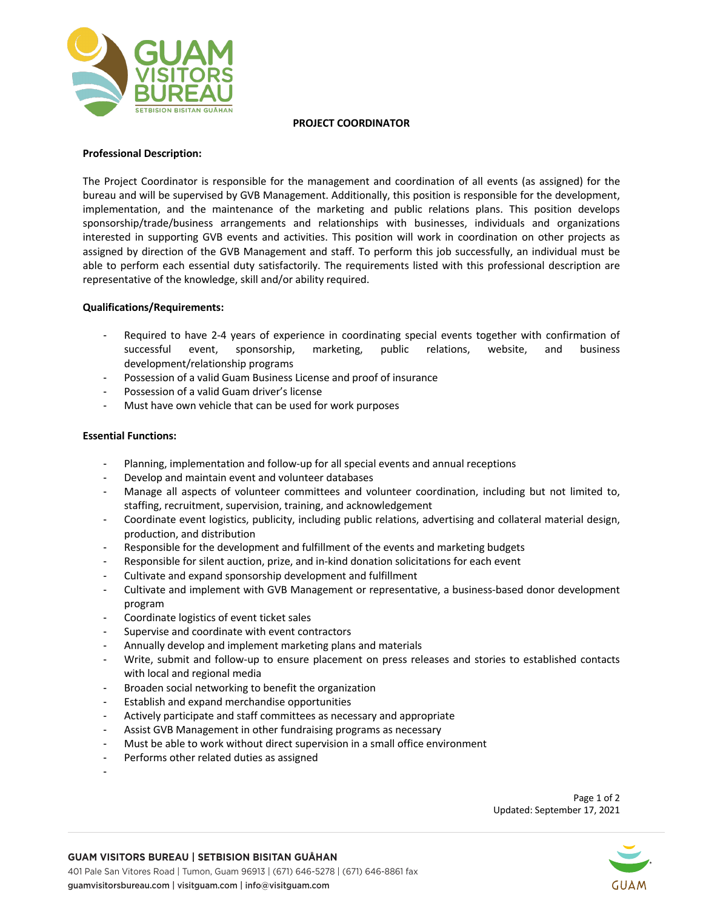# PROJECT COORDINATOR

**Professional Description:**

The Project Coordinator is responsible for the management and coordination of all events (as assigned) for the bureau and will be supervised by GVB Management. Additionally, this position is responsible for the development, implementation, and the maintenance of the marketing and public relations plans. This position develops sponsorship/trade/business arrangements and relationships with businesses, individuals and organizations interested in supporting GVB events and activities. This position will work in coordination on other projects as assigned by direction of the GVB Management and staff. To perform this job successfully, an individual must be able to perform each essential duty satisfactorily. The requirements listed with this professional description are representative of the knowledge, skill and/or ability required.

**Qualifications/Requirements:**

- Required to have 2-4 years of experience in coordinating special events together with confirmation of successful event, sponsorship, marketing, public relations, website, and business development/relationship programs
- Possession of a valid Guam Business License and proof of insurance
- Possession of a valid Guam driver's license
- Must have own vehicle that can be used for work purposes

**Essential Functions:**

- Planning, implementation and follow-up for all special events and annual receptions
- Develop and maintain event and volunteer databases
- Manage all aspects of volunteer committees and volunteer coordination, including but not limited to, staffing, recruitment, supervision, training, and acknowledgement
- Coordinate event logistics, publicity, including public relations, advertising and collateral material design, production, and distribution
- Responsible for the development and fulfillment of the events and marketing budgets
- Responsible for silent auction, prize, and in-kind donation solicitations for each event
- Cultivate and expand sponsorship development and fulfillment
- Cultivate and implement with GVB Management or representative, a business-based donor development program
- Coordinate logistics of event ticket sales
- Supervise and coordinate with event contractors
- Annually develop and implement marketing plans and materials
- Write, submit and follow-up to ensure placement on press releases and stories to established contacts with local and regional media
- Broaden social networking to benefit the organization
- Establish and expand merchandise opportunities
- Actively participate and staff committees as necessary and appropriate
- Assist GVB Management in other fundraising programs as necessary
- Must be able to work without direct supervision in a small office environment
- Performs other related duties as assigned

Updated: September 17, 2021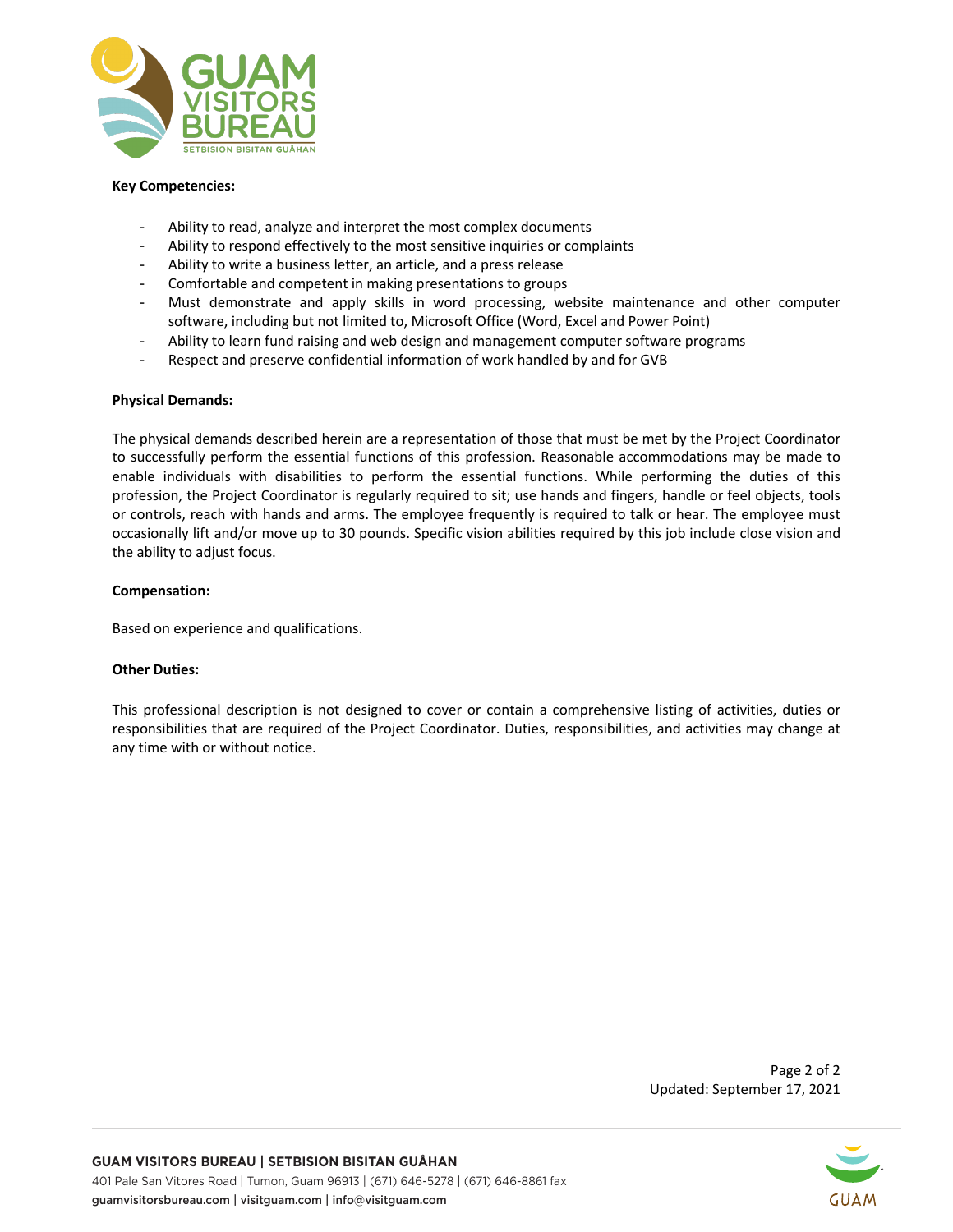**Key Competencies:**

- Ability to read, analyze and interpret the most complex documents
- Ability to respond effectively to the most sensitive inquiries or complaints
- Ability to write a business letter, an article, and a press release
- Comfortable and competent in making presentations to groups
- Must demonstrate and apply skills in word processing, website maintenance and other computer software, including but not limited to, Microsoft Office (Word, Excel and Power Point)
- Ability to learn fund raising and web design and management computer software programs
- Respect and preserve confidential information of work handled by and for GVB

**Physical Demands:**

The physical demands described herein are a representation of those that must be met by the Project Coordinator to successfully perform the essential functions of this profession. Reasonable accommodations may be made to enable individuals with disabilities to perform the essential functions. While performing the duties of this profession, the Project Coordinator is regularly required to sit; use hands and fingers, handle or feel objects, tools or controls, reach with hands and arms. The employee frequently is required to talk or hear. The employee must occasionally lift and/or move up to 30 pounds. Specific vision abilities required by this job include close vision and the ability to adjust focus.

**Compensation:**

Based on experience and qualifications.

**Other Duties:**

This professional description is not designed to cover or contain a comprehensive listing of activities, duties or responsibilities that are required of the Project Coordinator. Duties, responsibilities, and activities may change at any time with or without notice.

Updated: September 17, 2021